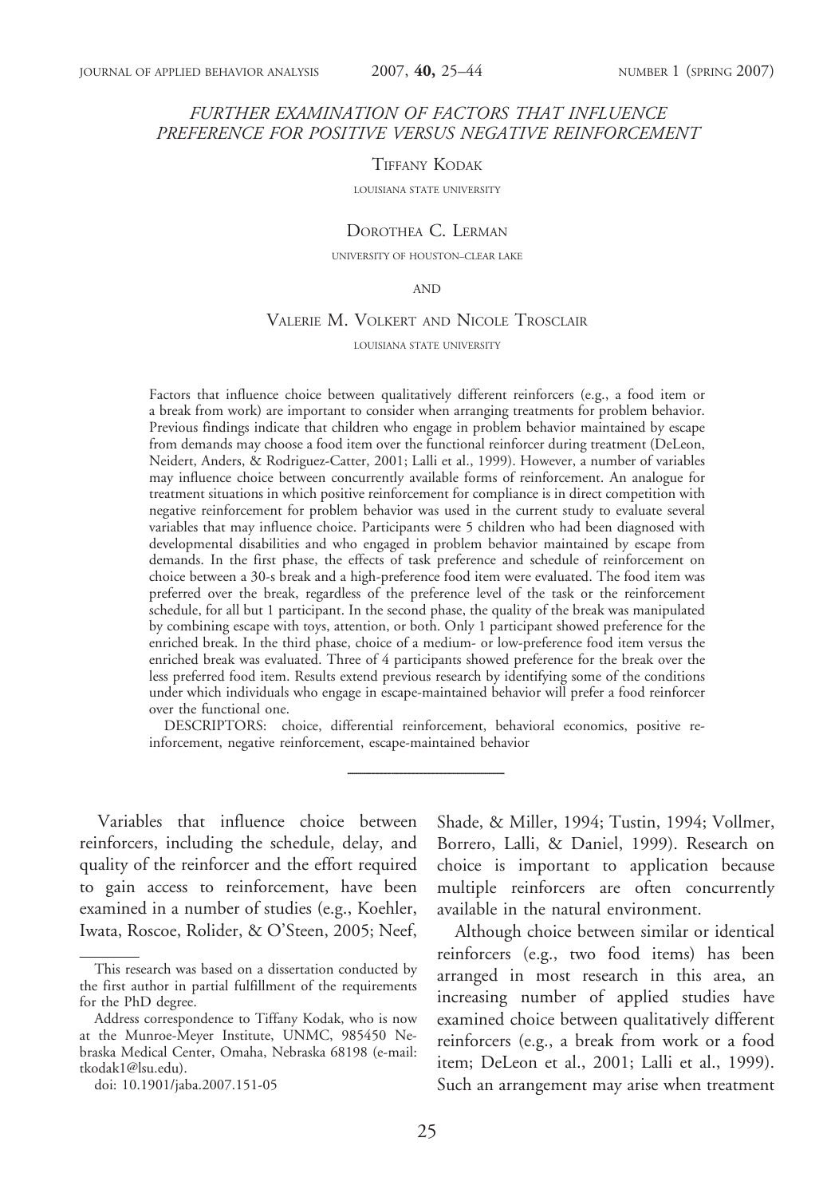# FURTHER EXAMINATION OF FACTORS THAT INFLUENCE PREFERENCE FOR POSITIVE VERSUS NEGATIVE REINFORCEMENT

Tiffany Kodak

LOUISIANA STATE UNIVERSITY

Dorothea C. Lerman

UNIVERSITY OF HOUSTON–CLEAR LAKE

AND

Valerie M. Volkert and Nicole Trosclair

LOUISIANA STATE UNIVERSITY

Factors that influence choice between qualitatively different reinforcers (e.g., a food item or a break from work) are important to consider when arranging treatments for problem behavior. Previous findings indicate that children who engage in problem behavior maintained by escape from demands may choose a food item over the functional reinforcer during treatment (DeLeon, Neidert, Anders, & Rodriguez-Catter, 2001; Lalli et al., 1999). However, a number of variables may influence choice between concurrently available forms of reinforcement. An analogue for treatment situations in which positive reinforcement for compliance is in direct competition with negative reinforcement for problem behavior was used in the current study to evaluate several variables that may influence choice. Participants were 5 children who had been diagnosed with developmental disabilities and who engaged in problem behavior maintained by escape from demands. In the first phase, the effects of task preference and schedule of reinforcement on choice between a 30-s break and a high-preference food item were evaluated. The food item was preferred over the break, regardless of the preference level of the task or the reinforcement schedule, for all but 1 participant. In the second phase, the quality of the break was manipulated by combining escape with toys, attention, or both. Only 1 participant showed preference for the enriched break. In the third phase, choice of a medium- or low-preference food item versus the enriched break was evaluated. Three of 4 participants showed preference for the break over the less preferred food item. Results extend previous research by identifying some of the conditions under which individuals who engage in escape-maintained behavior will prefer a food reinforcer over the functional one.

DESCRIPTORS: choice, differential reinforcement, behavioral economics, positive reinforcement, negative reinforcement, escape-maintained behavior

---

Variables that influence choice between reinforcers, including the schedule, delay, and quality of the reinforcer and the effort required to gain access to reinforcement, have been examined in a number of studies (e.g., Koehler, Iwata, Roscoe, Rolider, & O'Steen, 2005; Neef, Shade, & Miller, 1994; Tustin, 1994; Vollmer, Borrero, Lalli, & Daniel, 1999). Research on choice is important to application because multiple reinforcers are often concurrently available in the natural environment.

Although choice between similar or identical reinforcers (e.g., two food items) has been arranged in most research in this area, an increasing number of applied studies have examined choice between qualitatively different reinforcers (e.g., a break from work or a food item; DeLeon et al., 2001; Lalli et al., 1999). Such an arrangement may arise when treatment

---

This research was based on a dissertation conducted by the first author in partial fulfillment of the requirements for the PhD degree.

Address correspondence to Tiffany Kodak, who is now at the Munroe-Meyer Institute, UNMC, 985450 Nebraska Medical Center, Omaha, Nebraska 68198 (e-mail: tkodak1@lsu.edu).

doi: 10.1901/jaba.2007.151-05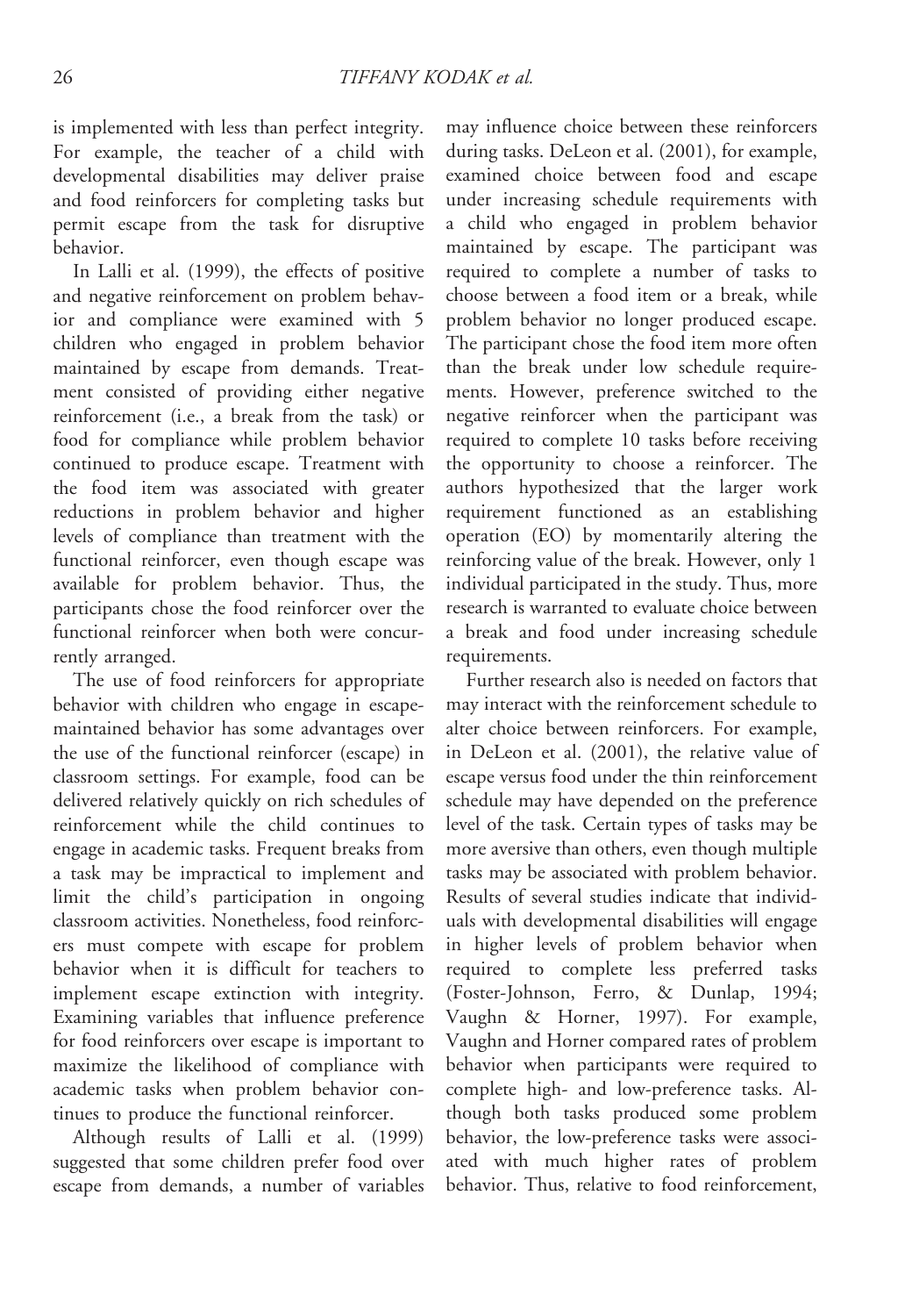is implemented with less than perfect integrity. For example, the teacher of a child with developmental disabilities may deliver praise and food reinforcers for completing tasks but permit escape from the task for disruptive behavior.

In Lalli et al. (1999), the effects of positive and negative reinforcement on problem behavior and compliance were examined with 5 children who engaged in problem behavior maintained by escape from demands. Treatment consisted of providing either negative reinforcement (i.e., a break from the task) or food for compliance while problem behavior continued to produce escape. Treatment with the food item was associated with greater reductions in problem behavior and higher levels of compliance than treatment with the functional reinforcer, even though escape was available for problem behavior. Thus, the participants chose the food reinforcer over the functional reinforcer when both were concurrently arranged.

The use of food reinforcers for appropriate behavior with children who engage in escape-maintained behavior has some advantages over the use of the functional reinforcer (escape) in classroom settings. For example, food can be delivered relatively quickly on rich schedules of reinforcement while the child continues to engage in academic tasks. Frequent breaks from a task may be impractical to implement and limit the child's participation in ongoing classroom activities. Nonetheless, food reinforcers must compete with escape for problem behavior when it is difficult for teachers to implement escape extinction with integrity. Examining variables that influence preference for food reinforcers over escape is important to maximize the likelihood of compliance with academic tasks when problem behavior continues to produce the functional reinforcer.

Although results of Lalli et al. (1999) suggested that some children prefer food over escape from demands, a number of variables may influence choice between these reinforcers during tasks. DeLeon et al. (2001), for example, examined choice between food and escape under increasing schedule requirements with a child who engaged in problem behavior maintained by escape. The participant was required to complete a number of tasks to choose between a food item or a break, while problem behavior no longer produced escape. The participant chose the food item more often than the break under low schedule requirements. However, preference switched to the negative reinforcer when the participant was required to complete 10 tasks before receiving the opportunity to choose a reinforcer. The authors hypothesized that the larger work requirement functioned as an establishing operation (EO) by momentarily altering the reinforcing value of the break. However, only 1 individual participated in the study. Thus, more research is warranted to evaluate choice between a break and food under increasing schedule requirements.

Further research also is needed on factors that may interact with the reinforcement schedule to alter choice between reinforcers. For example, in DeLeon et al. (2001), the relative value of escape versus food under the thin reinforcement schedule may have depended on the preference level of the task. Certain types of tasks may be more aversive than others, even though multiple tasks may be associated with problem behavior. Results of several studies indicate that individuals with developmental disabilities will engage in higher levels of problem behavior when required to complete less preferred tasks (Foster-Johnson, Ferro, & Dunlap, 1994; Vaughn & Horner, 1997). For example, Vaughn and Horner compared rates of problem behavior when participants were required to complete high- and low-preference tasks. Although both tasks produced some problem behavior, the low-preference tasks were associated with much higher rates of problem behavior. Thus, relative to food reinforcement,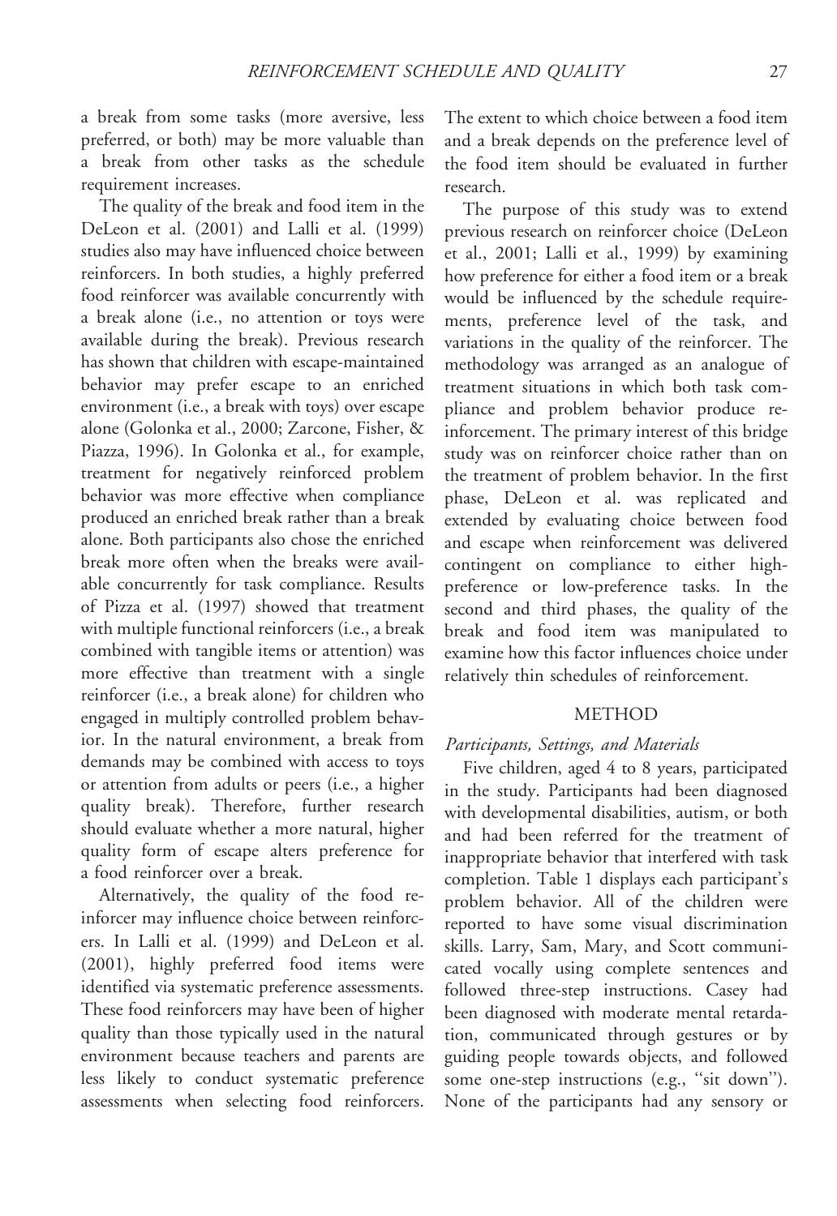a break from some tasks (more aversive, less preferred, or both) may be more valuable than a break from other tasks as the schedule requirement increases.

The quality of the break and food item in the DeLeon et al. (2001) and Lalli et al. (1999) studies also may have influenced choice between reinforcers. In both studies, a highly preferred food reinforcer was available concurrently with a break alone (i.e., no attention or toys were available during the break). Previous research has shown that children with escape-maintained behavior may prefer escape to an enriched environment (i.e., a break with toys) over escape alone (Golonka et al., 2000; Zarcone, Fisher, & Piazza, 1996). In Golonka et al., for example, treatment for negatively reinforced problem behavior was more effective when compliance produced an enriched break rather than a break alone. Both participants also chose the enriched break more often when the breaks were available concurrently for task compliance. Results of Pizza et al. (1997) showed that treatment with multiple functional reinforcers (i.e., a break combined with tangible items or attention) was more effective than treatment with a single reinforcer (i.e., a break alone) for children who engaged in multiply controlled problem behavior. In the natural environment, a break from demands may be combined with access to toys or attention from adults or peers (i.e., a higher quality break). Therefore, further research should evaluate whether a more natural, higher quality form of escape alters preference for a food reinforcer over a break.

Alternatively, the quality of the food reinforcer may influence choice between reinforcers. In Lalli et al. (1999) and DeLeon et al. (2001), highly preferred food items were identified via systematic preference assessments. These food reinforcers may have been of higher quality than those typically used in the natural environment because teachers and parents are less likely to conduct systematic preference assessments when selecting food reinforcers. The extent to which choice between a food item and a break depends on the preference level of the food item should be evaluated in further research.

The purpose of this study was to extend previous research on reinforcer choice (DeLeon et al., 2001; Lalli et al., 1999) by examining how preference for either a food item or a break would be influenced by the schedule requirements, preference level of the task, and variations in the quality of the reinforcer. The methodology was arranged as an analogue of treatment situations in which both task compliance and problem behavior produce reinforcement. The primary interest of this bridge study was on reinforcer choice rather than on the treatment of problem behavior. In the first phase, DeLeon et al. was replicated and extended by evaluating choice between food and escape when reinforcement was delivered contingent on compliance to either high-preference or low-preference tasks. In the second and third phases, the quality of the break and food item was manipulated to examine how this factor influences choice under relatively thin schedules of reinforcement.

## METHOD

### *Participants, Settings, and Materials*

Five children, aged 4 to 8 years, participated in the study. Participants had been diagnosed with developmental disabilities, autism, or both and had been referred for the treatment of inappropriate behavior that interfered with task completion. Table 1 displays each participant's problem behavior. All of the children were reported to have some visual discrimination skills. Larry, Sam, Mary, and Scott communicated vocally using complete sentences and followed three-step instructions. Casey had been diagnosed with moderate mental retardation, communicated through gestures or by guiding people towards objects, and followed some one-step instructions (e.g., "sit down"). None of the participants had any sensory or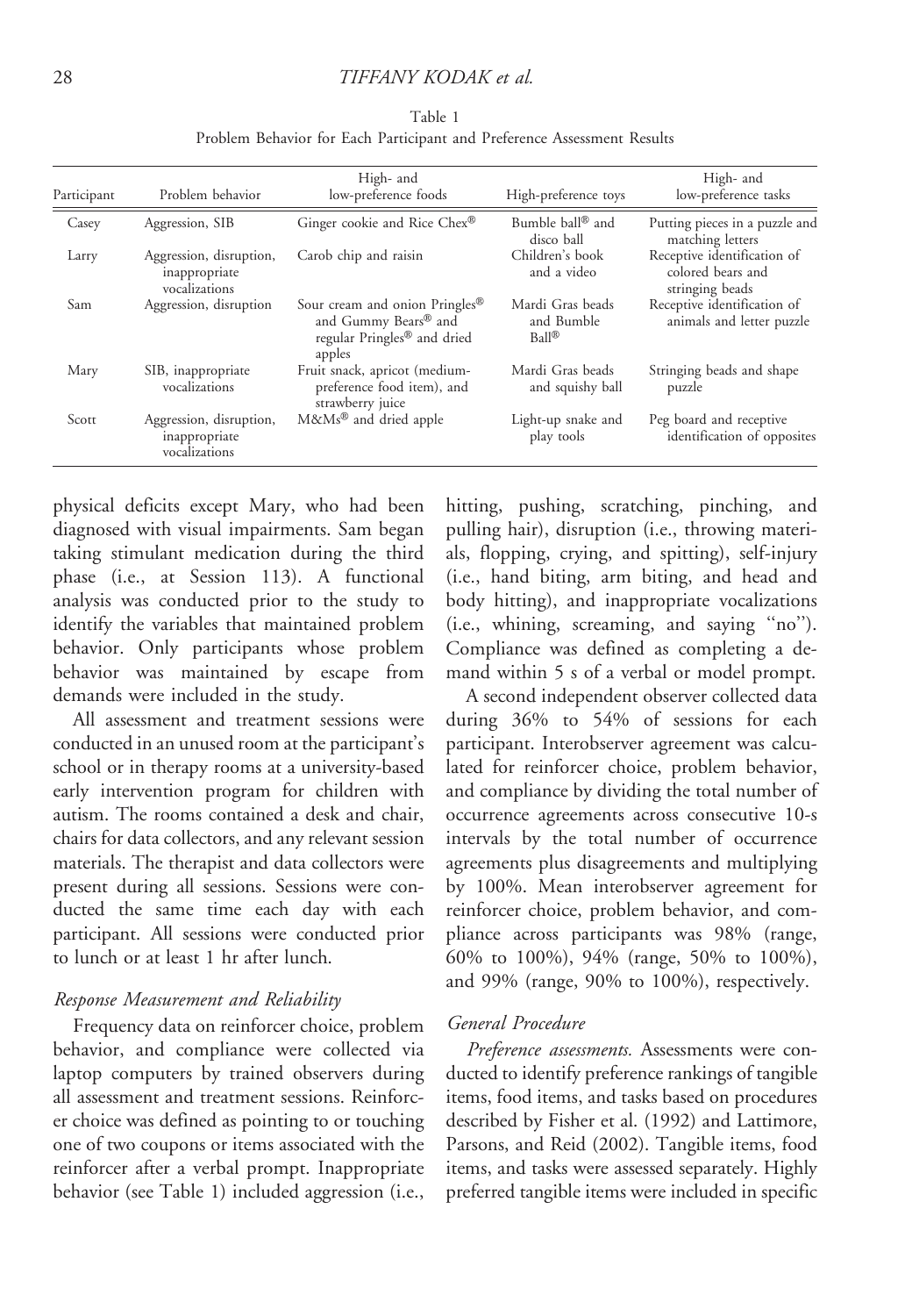Table 1
Problem Behavior for Each Participant and Preference Assessment Results

| Participant | Problem behavior | High- and low-preference foods | High-preference toys | High- and low-preference tasks |
| --- | --- | --- | --- | --- |
| Casey | Aggression, SIB | Ginger cookie and Rice Chex® | Bumble ball® and disco ball | Putting pieces in a puzzle and matching letters |
| Larry | Aggression, disruption, inappropriate vocalizations | Carob chip and raisin | Children's book and a video | Receptive identification of colored bears and stringing beads |
| Sam | Aggression, disruption | Sour cream and onion Pringles® and Gummy Bears® and regular Pringles® and dried apples | Mardi Gras beads and Bumble Ball® | Receptive identification of animals and letter puzzle |
| Mary | SIB, inappropriate vocalizations | Fruit snack, apricot (medium-preference food item), and strawberry juice | Mardi Gras beads and squishy ball | Stringing beads and shape puzzle |
| Scott | Aggression, disruption, inappropriate vocalizations | M&Ms® and dried apple | Light-up snake and play tools | Peg board and receptive identification of opposites |

physical deficits except Mary, who had been diagnosed with visual impairments. Sam began taking stimulant medication during the third phase (i.e., at Session 113). A functional analysis was conducted prior to the study to identify the variables that maintained problem behavior. Only participants whose problem behavior was maintained by escape from demands were included in the study.

All assessment and treatment sessions were conducted in an unused room at the participant's school or in therapy rooms at a university-based early intervention program for children with autism. The rooms contained a desk and chair, chairs for data collectors, and any relevant session materials. The therapist and data collectors were present during all sessions. Sessions were conducted the same time each day with each participant. All sessions were conducted prior to lunch or at least 1 hr after lunch.

### *Response Measurement and Reliability*

Frequency data on reinforcer choice, problem behavior, and compliance were collected via laptop computers by trained observers during all assessment and treatment sessions. Reinforcer choice was defined as pointing to or touching one of two coupons or items associated with the reinforcer after a verbal prompt. Inappropriate behavior (see Table 1) included aggression (i.e., hitting, pushing, scratching, pinching, and pulling hair), disruption (i.e., throwing materials, flopping, crying, and spitting), self-injury (i.e., hand biting, arm biting, and head and body hitting), and inappropriate vocalizations (i.e., whining, screaming, and saying "no"). Compliance was defined as completing a demand within 5 s of a verbal or model prompt.

A second independent observer collected data during 36% to 54% of sessions for each participant. Interobserver agreement was calculated for reinforcer choice, problem behavior, and compliance by dividing the total number of occurrence agreements across consecutive 10-s intervals by the total number of occurrence agreements plus disagreements and multiplying by 100%. Mean interobserver agreement for reinforcer choice, problem behavior, and compliance across participants was 98% (range, 60% to 100%), 94% (range, 50% to 100%), and 99% (range, 90% to 100%), respectively.

### *General Procedure*

*Preference assessments.* Assessments were conducted to identify preference rankings of tangible items, food items, and tasks based on procedures described by Fisher et al. (1992) and Lattimore, Parsons, and Reid (2002). Tangible items, food items, and tasks were assessed separately. Highly preferred tangible items were included in specific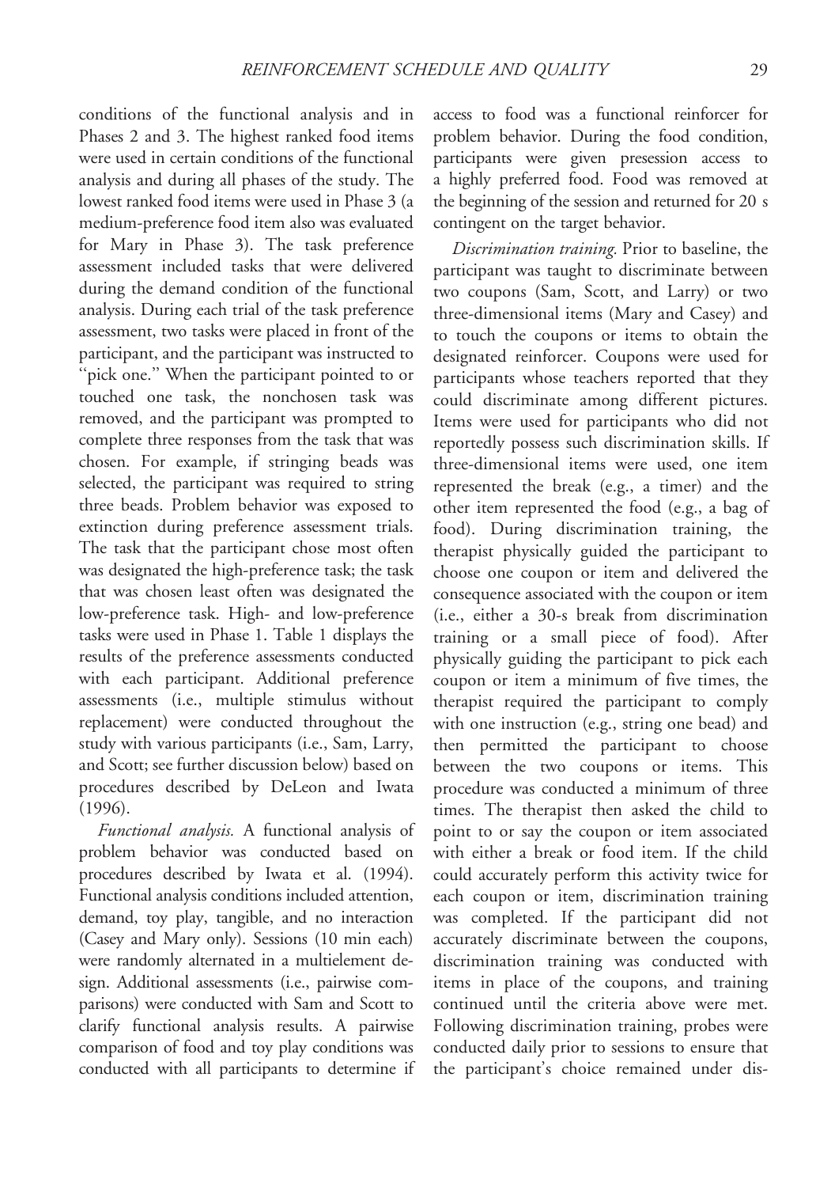conditions of the functional analysis and in Phases 2 and 3. The highest ranked food items were used in certain conditions of the functional analysis and during all phases of the study. The lowest ranked food items were used in Phase 3 (a medium-preference food item also was evaluated for Mary in Phase 3). The task preference assessment included tasks that were delivered during the demand condition of the functional analysis. During each trial of the task preference assessment, two tasks were placed in front of the participant, and the participant was instructed to "pick one." When the participant pointed to or touched one task, the nonchosen task was removed, and the participant was prompted to complete three responses from the task that was chosen. For example, if stringing beads was selected, the participant was required to string three beads. Problem behavior was exposed to extinction during preference assessment trials. The task that the participant chose most often was designated the high-preference task; the task that was chosen least often was designated the low-preference task. High- and low-preference tasks were used in Phase 1. Table 1 displays the results of the preference assessments conducted with each participant. Additional preference assessments (i.e., multiple stimulus without replacement) were conducted throughout the study with various participants (i.e., Sam, Larry, and Scott; see further discussion below) based on procedures described by DeLeon and Iwata (1996).

*Functional analysis.* A functional analysis of problem behavior was conducted based on procedures described by Iwata et al. (1994). Functional analysis conditions included attention, demand, toy play, tangible, and no interaction (Casey and Mary only). Sessions (10 min each) were randomly alternated in a multielement design. Additional assessments (i.e., pairwise comparisons) were conducted with Sam and Scott to clarify functional analysis results. A pairwise comparison of food and toy play conditions was conducted with all participants to determine if access to food was a functional reinforcer for problem behavior. During the food condition, participants were given presession access to a highly preferred food. Food was removed at the beginning of the session and returned for 20 s contingent on the target behavior.

*Discrimination training.* Prior to baseline, the participant was taught to discriminate between two coupons (Sam, Scott, and Larry) or two three-dimensional items (Mary and Casey) and to touch the coupons or items to obtain the designated reinforcer. Coupons were used for participants whose teachers reported that they could discriminate among different pictures. Items were used for participants who did not reportedly possess such discrimination skills. If three-dimensional items were used, one item represented the break (e.g., a timer) and the other item represented the food (e.g., a bag of food). During discrimination training, the therapist physically guided the participant to choose one coupon or item and delivered the consequence associated with the coupon or item (i.e., either a 30-s break from discrimination training or a small piece of food). After physically guiding the participant to pick each coupon or item a minimum of five times, the therapist required the participant to comply with one instruction (e.g., string one bead) and then permitted the participant to choose between the two coupons or items. This procedure was conducted a minimum of three times. The therapist then asked the child to point to or say the coupon or item associated with either a break or food item. If the child could accurately perform this activity twice for each coupon or item, discrimination training was completed. If the participant did not accurately discriminate between the coupons, discrimination training was conducted with items in place of the coupons, and training continued until the criteria above were met. Following discrimination training, probes were conducted daily prior to sessions to ensure that the participant's choice remained under dis-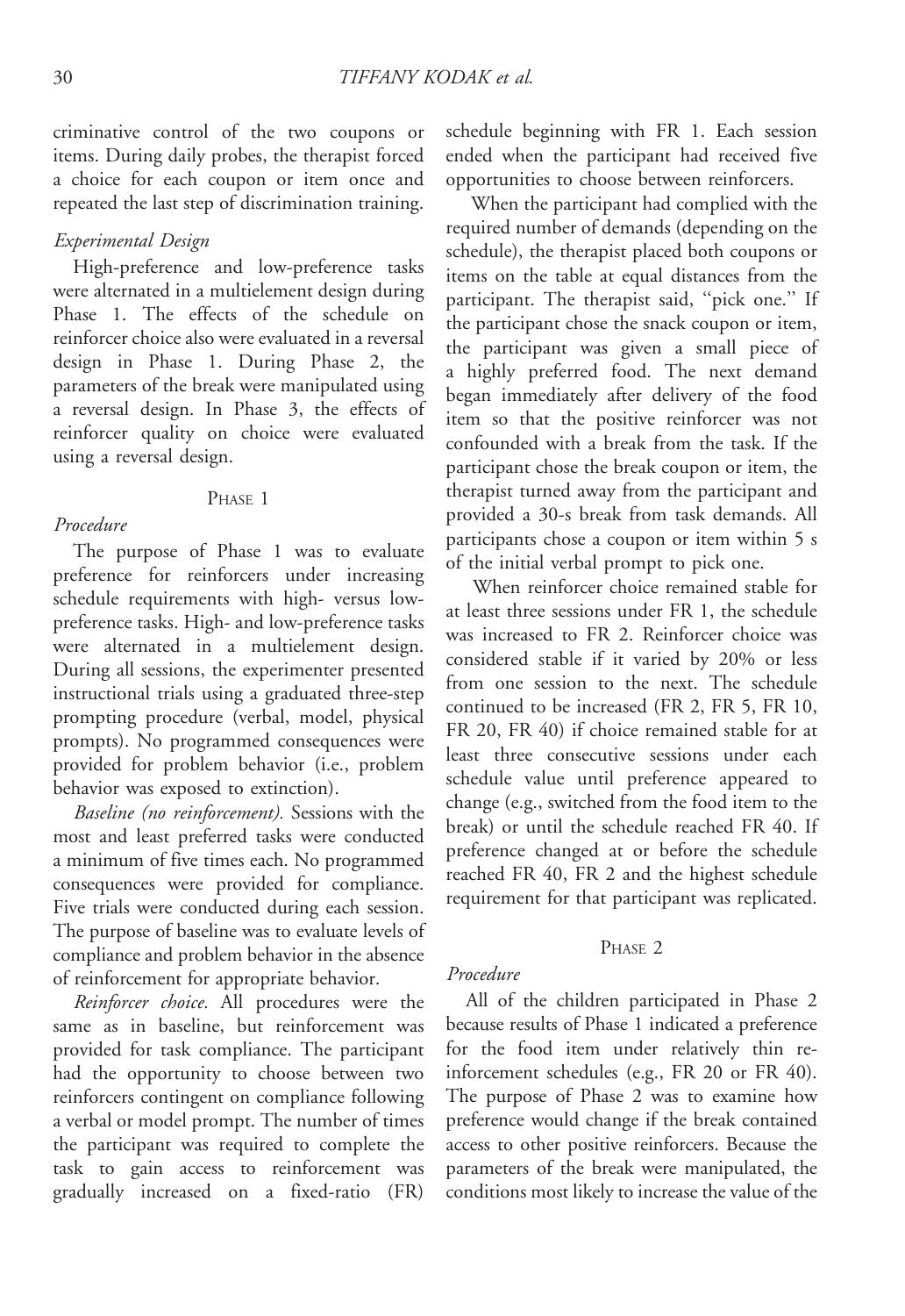criminative control of the two coupons or items. During daily probes, the therapist forced a choice for each coupon or item once and repeated the last step of discrimination training.

### *Experimental Design*

High-preference and low-preference tasks were alternated in a multielement design during Phase 1. The effects of the schedule on reinforcer choice also were evaluated in a reversal design in Phase 1. During Phase 2, the parameters of the break were manipulated using a reversal design. In Phase 3, the effects of reinforcer quality on choice were evaluated using a reversal design.

## PHASE 1

### *Procedure*

The purpose of Phase 1 was to evaluate preference for reinforcers under increasing schedule requirements with high- versus low-preference tasks. High- and low-preference tasks were alternated in a multielement design. During all sessions, the experimenter presented instructional trials using a graduated three-step prompting procedure (verbal, model, physical prompts). No programmed consequences were provided for problem behavior (i.e., problem behavior was exposed to extinction).

*Baseline (no reinforcement).* Sessions with the most and least preferred tasks were conducted a minimum of five times each. No programmed consequences were provided for compliance. Five trials were conducted during each session. The purpose of baseline was to evaluate levels of compliance and problem behavior in the absence of reinforcement for appropriate behavior.

*Reinforcer choice.* All procedures were the same as in baseline, but reinforcement was provided for task compliance. The participant had the opportunity to choose between two reinforcers contingent on compliance following a verbal or model prompt. The number of times the participant was required to complete the task to gain access to reinforcement was gradually increased on a fixed-ratio (FR) schedule beginning with FR 1. Each session ended when the participant had received five opportunities to choose between reinforcers.

When the participant had complied with the required number of demands (depending on the schedule), the therapist placed both coupons or items on the table at equal distances from the participant. The therapist said, "pick one." If the participant chose the snack coupon or item, the participant was given a small piece of a highly preferred food. The next demand began immediately after delivery of the food item so that the positive reinforcer was not confounded with a break from the task. If the participant chose the break coupon or item, the therapist turned away from the participant and provided a 30-s break from task demands. All participants chose a coupon or item within 5 s of the initial verbal prompt to pick one.

When reinforcer choice remained stable for at least three sessions under FR 1, the schedule was increased to FR 2. Reinforcer choice was considered stable if it varied by 20% or less from one session to the next. The schedule continued to be increased (FR 2, FR 5, FR 10, FR 20, FR 40) if choice remained stable for at least three consecutive sessions under each schedule value until preference appeared to change (e.g., switched from the food item to the break) or until the schedule reached FR 40. If preference changed at or before the schedule reached FR 40, FR 2 and the highest schedule requirement for that participant was replicated.

## PHASE 2

### *Procedure*

All of the children participated in Phase 2 because results of Phase 1 indicated a preference for the food item under relatively thin reinforcement schedules (e.g., FR 20 or FR 40). The purpose of Phase 2 was to examine how preference would change if the break contained access to other positive reinforcers. Because the parameters of the break were manipulated, the conditions most likely to increase the value of the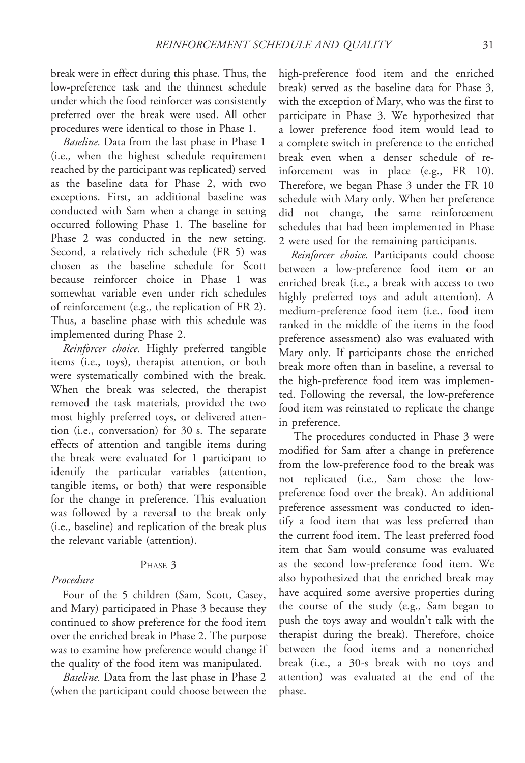break were in effect during this phase. Thus, the low-preference task and the thinnest schedule under which the food reinforcer was consistently preferred over the break were used. All other procedures were identical to those in Phase 1.

*Baseline.* Data from the last phase in Phase 1 (i.e., when the highest schedule requirement reached by the participant was replicated) served as the baseline data for Phase 2, with two exceptions. First, an additional baseline was conducted with Sam when a change in setting occurred following Phase 1. The baseline for Phase 2 was conducted in the new setting. Second, a relatively rich schedule (FR 5) was chosen as the baseline schedule for Scott because reinforcer choice in Phase 1 was somewhat variable even under rich schedules of reinforcement (e.g., the replication of FR 2). Thus, a baseline phase with this schedule was implemented during Phase 2.

*Reinforcer choice.* Highly preferred tangible items (i.e., toys), therapist attention, or both were systematically combined with the break. When the break was selected, the therapist removed the task materials, provided the two most highly preferred toys, or delivered attention (i.e., conversation) for 30 s. The separate effects of attention and tangible items during the break were evaluated for 1 participant to identify the particular variables (attention, tangible items, or both) that were responsible for the change in preference. This evaluation was followed by a reversal to the break only (i.e., baseline) and replication of the break plus the relevant variable (attention).

## Phase 3

### *Procedure*

Four of the 5 children (Sam, Scott, Casey, and Mary) participated in Phase 3 because they continued to show preference for the food item over the enriched break in Phase 2. The purpose was to examine how preference would change if the quality of the food item was manipulated.

*Baseline.* Data from the last phase in Phase 2 (when the participant could choose between the high-preference food item and the enriched break) served as the baseline data for Phase 3, with the exception of Mary, who was the first to participate in Phase 3. We hypothesized that a lower preference food item would lead to a complete switch in preference to the enriched break even when a denser schedule of reinforcement was in place (e.g., FR 10). Therefore, we began Phase 3 under the FR 10 schedule with Mary only. When her preference did not change, the same reinforcement schedules that had been implemented in Phase 2 were used for the remaining participants.

*Reinforcer choice.* Participants could choose between a low-preference food item or an enriched break (i.e., a break with access to two highly preferred toys and adult attention). A medium-preference food item (i.e., food item ranked in the middle of the items in the food preference assessment) also was evaluated with Mary only. If participants chose the enriched break more often than in baseline, a reversal to the high-preference food item was implemented. Following the reversal, the low-preference food item was reinstated to replicate the change in preference.

The procedures conducted in Phase 3 were modified for Sam after a change in preference from the low-preference food to the break was not replicated (i.e., Sam chose the low-preference food over the break). An additional preference assessment was conducted to identify a food item that was less preferred than the current food item. The least preferred food item that Sam would consume was evaluated as the second low-preference food item. We also hypothesized that the enriched break may have acquired some aversive properties during the course of the study (e.g., Sam began to push the toys away and wouldn't talk with the therapist during the break). Therefore, choice between the food items and a nonenriched break (i.e., a 30-s break with no toys and attention) was evaluated at the end of the phase.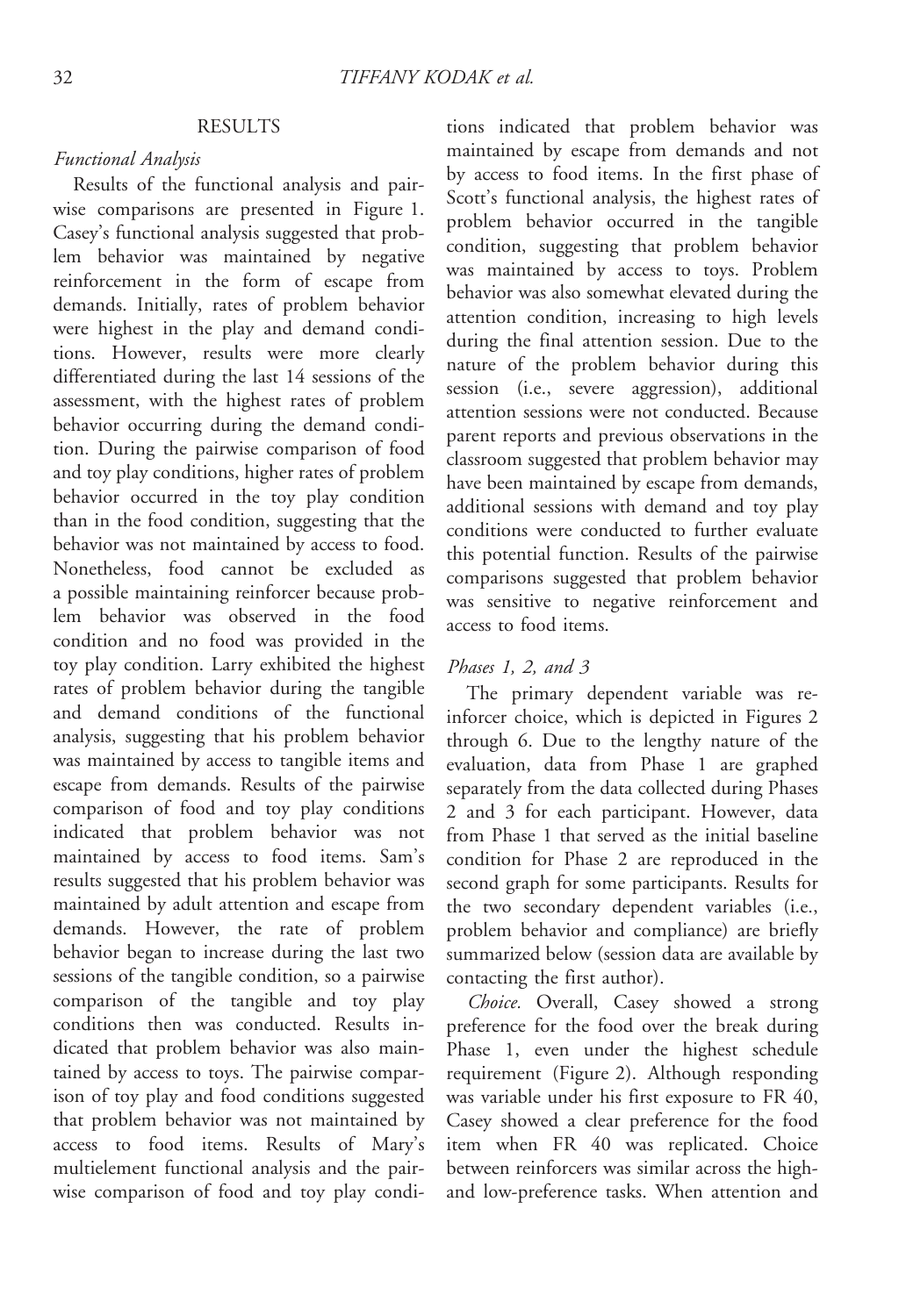## RESULTS

### *Functional Analysis*

Results of the functional analysis and pairwise comparisons are presented in Figure 1. Casey's functional analysis suggested that problem behavior was maintained by negative reinforcement in the form of escape from demands. Initially, rates of problem behavior were highest in the play and demand conditions. However, results were more clearly differentiated during the last 14 sessions of the assessment, with the highest rates of problem behavior occurring during the demand condition. During the pairwise comparison of food and toy play conditions, higher rates of problem behavior occurred in the toy play condition than in the food condition, suggesting that the behavior was not maintained by access to food. Nonetheless, food cannot be excluded as a possible maintaining reinforcer because problem behavior was observed in the food condition and no food was provided in the toy play condition. Larry exhibited the highest rates of problem behavior during the tangible and demand conditions of the functional analysis, suggesting that his problem behavior was maintained by access to tangible items and escape from demands. Results of the pairwise comparison of food and toy play conditions indicated that problem behavior was not maintained by access to food items. Sam's results suggested that his problem behavior was maintained by adult attention and escape from demands. However, the rate of problem behavior began to increase during the last two sessions of the tangible condition, so a pairwise comparison of the tangible and toy play conditions then was conducted. Results indicated that problem behavior was also maintained by access to toys. The pairwise comparison of toy play and food conditions suggested that problem behavior was not maintained by access to food items. Results of Mary's multielement functional analysis and the pairwise comparison of food and toy play conditions indicated that problem behavior was maintained by escape from demands and not by access to food items. In the first phase of Scott's functional analysis, the highest rates of problem behavior occurred in the tangible condition, suggesting that problem behavior was maintained by access to toys. Problem behavior was also somewhat elevated during the attention condition, increasing to high levels during the final attention session. Due to the nature of the problem behavior during this session (i.e., severe aggression), additional attention sessions were not conducted. Because parent reports and previous observations in the classroom suggested that problem behavior may have been maintained by escape from demands, additional sessions with demand and toy play conditions were conducted to further evaluate this potential function. Results of the pairwise comparisons suggested that problem behavior was sensitive to negative reinforcement and access to food items.

### *Phases 1, 2, and 3*

The primary dependent variable was reinforcer choice, which is depicted in Figures 2 through 6. Due to the lengthy nature of the evaluation, data from Phase 1 are graphed separately from the data collected during Phases 2 and 3 for each participant. However, data from Phase 1 that served as the initial baseline condition for Phase 2 are reproduced in the second graph for some participants. Results for the two secondary dependent variables (i.e., problem behavior and compliance) are briefly summarized below (session data are available by contacting the first author).

*Choice.* Overall, Casey showed a strong preference for the food over the break during Phase 1, even under the highest schedule requirement (Figure 2). Although responding was variable under his first exposure to FR 40, Casey showed a clear preference for the food item when FR 40 was replicated. Choice between reinforcers was similar across the high- and low-preference tasks. When attention and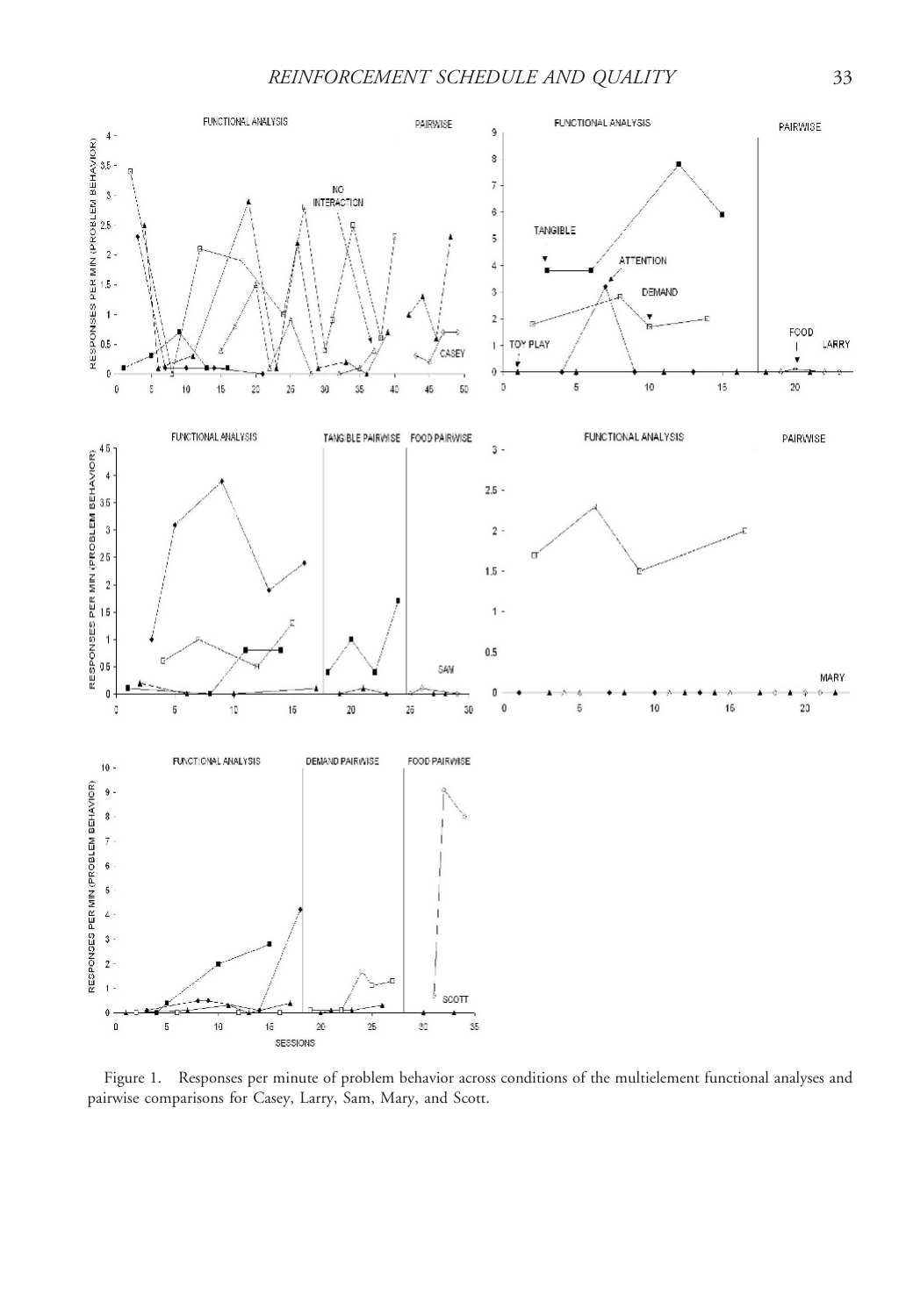Figure 1. Responses per minute of problem behavior across conditions of the multielement functional analyses and pairwise comparisons for Casey, Larry, Sam, Mary, and Scott.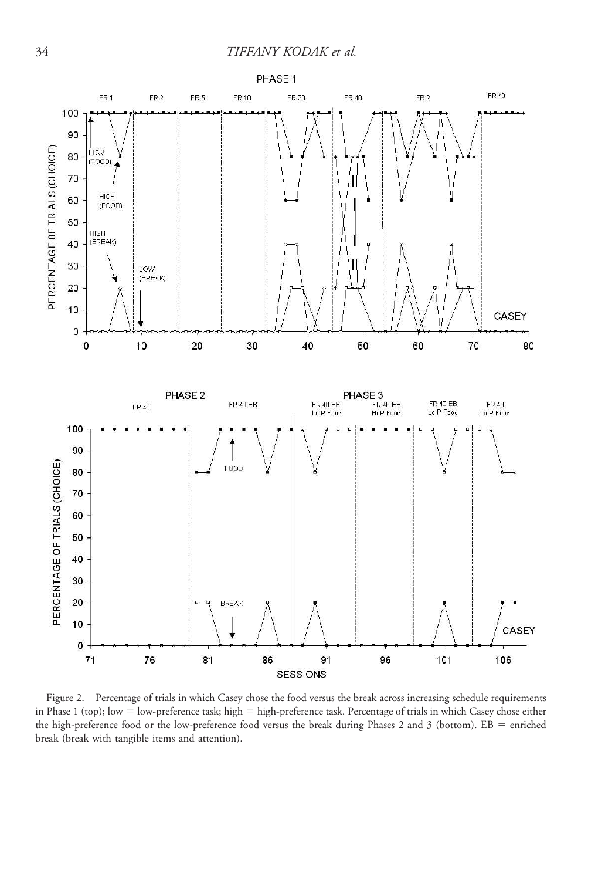Figure 2. Percentage of trials in which Casey chose the food versus the break across increasing schedule requirements in Phase 1 (top); low = low-preference task; high = high-preference task. Percentage of trials in which Casey chose either the high-preference food or the low-preference food versus the break during Phases 2 and 3 (bottom). EB = enriched break (break with tangible items and attention).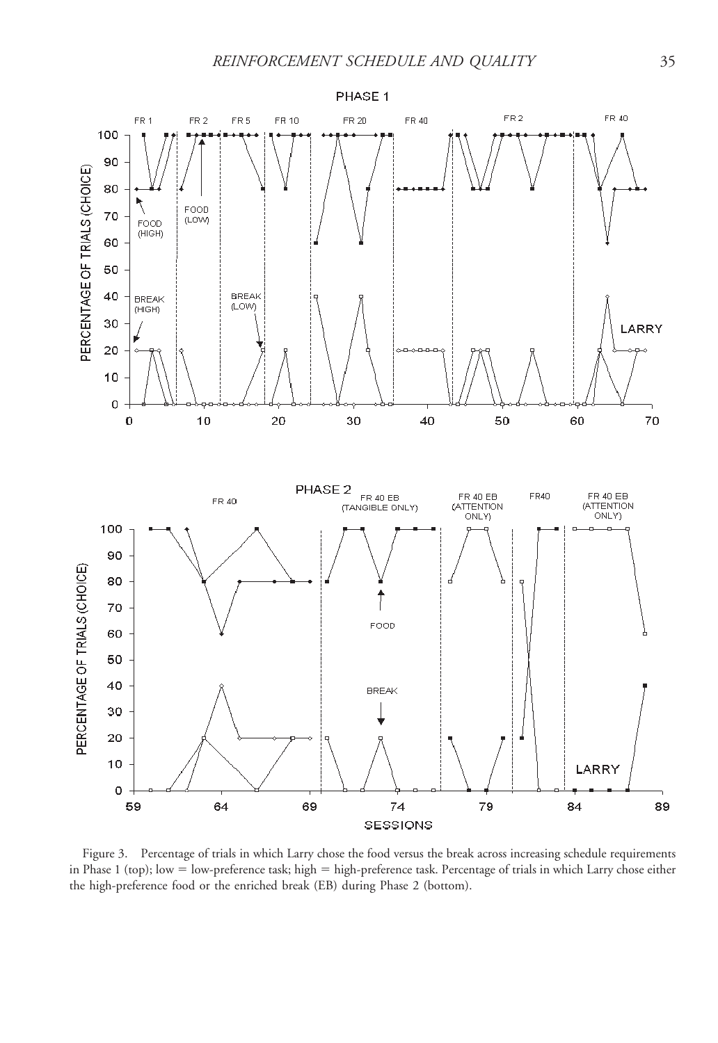Figure 3. Percentage of trials in which Larry chose the food versus the break across increasing schedule requirements in Phase 1 (top); low = low-preference task; high = high-preference task. Percentage of trials in which Larry chose either the high-preference food or the enriched break (EB) during Phase 2 (bottom).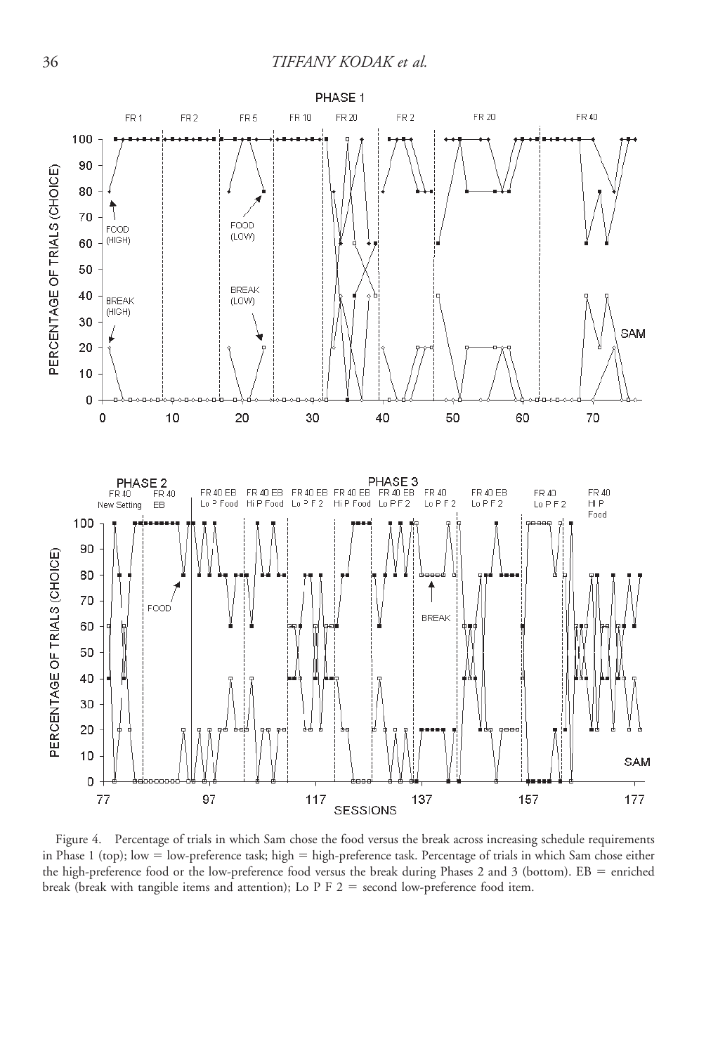Figure 4. Percentage of trials in which Sam chose the food versus the break across increasing schedule requirements in Phase 1 (top); low = low-preference task; high = high-preference task. Percentage of trials in which Sam chose either the high-preference food or the low-preference food versus the break during Phases 2 and 3 (bottom). EB = enriched break (break with tangible items and attention); Lo P F 2 = second low-preference food item.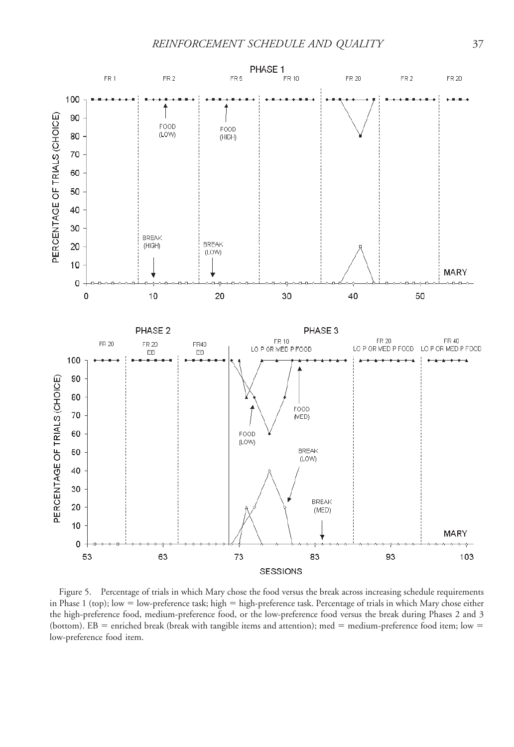Figure 5. Percentage of trials in which Mary chose the food versus the break across increasing schedule requirements in Phase 1 (top); low = low-preference task; high = high-preference task. Percentage of trials in which Mary chose either the high-preference food, medium-preference food, or the low-preference food versus the break during Phases 2 and 3 (bottom). EB = enriched break (break with tangible items and attention); med = medium-preference food item; low = low-preference food item.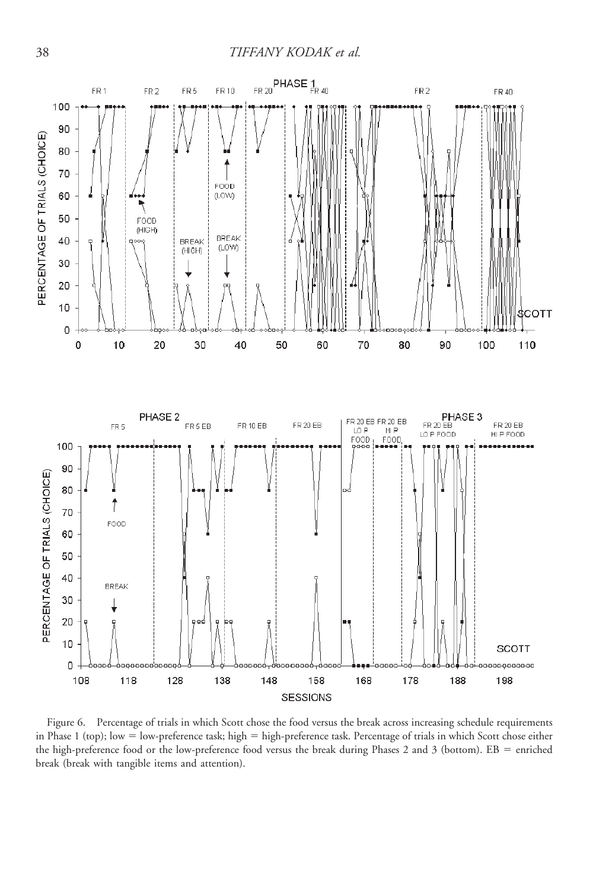Figure 6. Percentage of trials in which Scott chose the food versus the break across increasing schedule requirements in Phase 1 (top); low = low-preference task; high = high-preference task. Percentage of trials in which Scott chose either the high-preference food or the low-preference food versus the break during Phases 2 and 3 (bottom). EB = enriched break (break with tangible items and attention).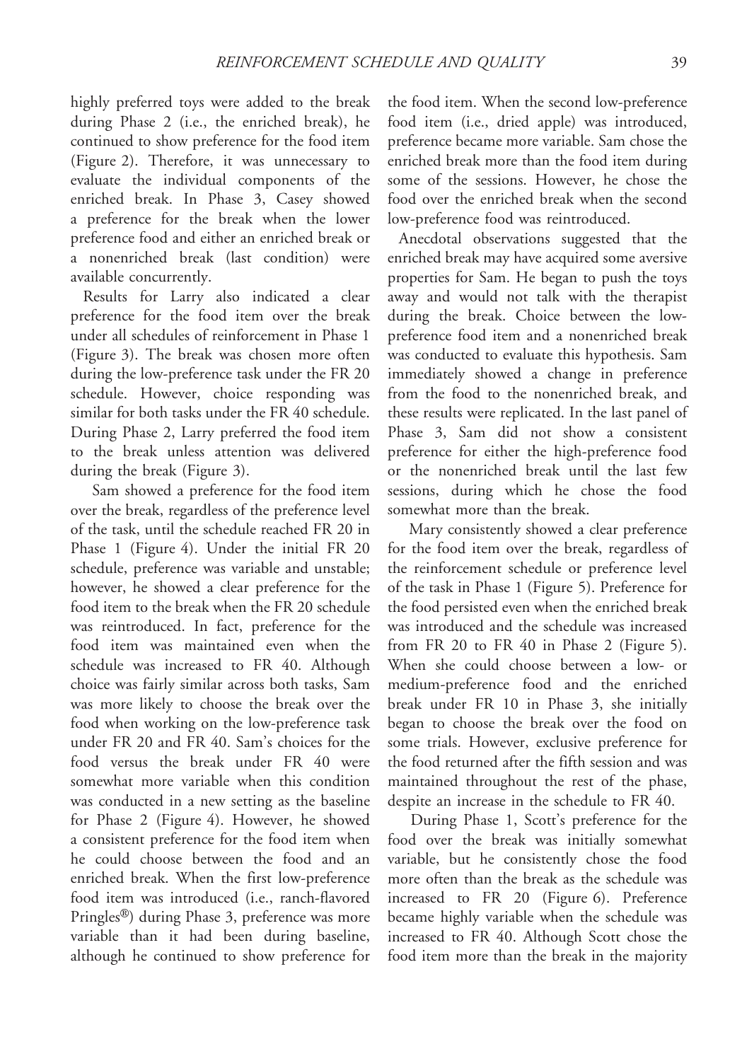highly preferred toys were added to the break during Phase 2 (i.e., the enriched break), he continued to show preference for the food item (Figure 2). Therefore, it was unnecessary to evaluate the individual components of the enriched break. In Phase 3, Casey showed a preference for the break when the lower preference food and either an enriched break or a nonenriched break (last condition) were available concurrently.

Results for Larry also indicated a clear preference for the food item over the break under all schedules of reinforcement in Phase 1 (Figure 3). The break was chosen more often during the low-preference task under the FR 20 schedule. However, choice responding was similar for both tasks under the FR 40 schedule. During Phase 2, Larry preferred the food item to the break unless attention was delivered during the break (Figure 3).

Sam showed a preference for the food item over the break, regardless of the preference level of the task, until the schedule reached FR 20 in Phase 1 (Figure 4). Under the initial FR 20 schedule, preference was variable and unstable; however, he showed a clear preference for the food item to the break when the FR 20 schedule was reintroduced. In fact, preference for the food item was maintained even when the schedule was increased to FR 40. Although choice was fairly similar across both tasks, Sam was more likely to choose the break over the food when working on the low-preference task under FR 20 and FR 40. Sam's choices for the food versus the break under FR 40 were somewhat more variable when this condition was conducted in a new setting as the baseline for Phase 2 (Figure 4). However, he showed a consistent preference for the food item when he could choose between the food and an enriched break. When the first low-preference food item was introduced (i.e., ranch-flavored Pringles®) during Phase 3, preference was more variable than it had been during baseline, although he continued to show preference for the food item. When the second low-preference food item (i.e., dried apple) was introduced, preference became more variable. Sam chose the enriched break more than the food item during some of the sessions. However, he chose the food over the enriched break when the second low-preference food was reintroduced.

Anecdotal observations suggested that the enriched break may have acquired some aversive properties for Sam. He began to push the toys away and would not talk with the therapist during the break. Choice between the low-preference food item and a nonenriched break was conducted to evaluate this hypothesis. Sam immediately showed a change in preference from the food to the nonenriched break, and these results were replicated. In the last panel of Phase 3, Sam did not show a consistent preference for either the high-preference food or the nonenriched break until the last few sessions, during which he chose the food somewhat more than the break.

Mary consistently showed a clear preference for the food item over the break, regardless of the reinforcement schedule or preference level of the task in Phase 1 (Figure 5). Preference for the food persisted even when the enriched break was introduced and the schedule was increased from FR 20 to FR 40 in Phase 2 (Figure 5). When she could choose between a low- or medium-preference food and the enriched break under FR 10 in Phase 3, she initially began to choose the break over the food on some trials. However, exclusive preference for the food returned after the fifth session and was maintained throughout the rest of the phase, despite an increase in the schedule to FR 40.

During Phase 1, Scott's preference for the food over the break was initially somewhat variable, but he consistently chose the food more often than the break as the schedule was increased to FR 20 (Figure 6). Preference became highly variable when the schedule was increased to FR 40. Although Scott chose the food item more than the break in the majority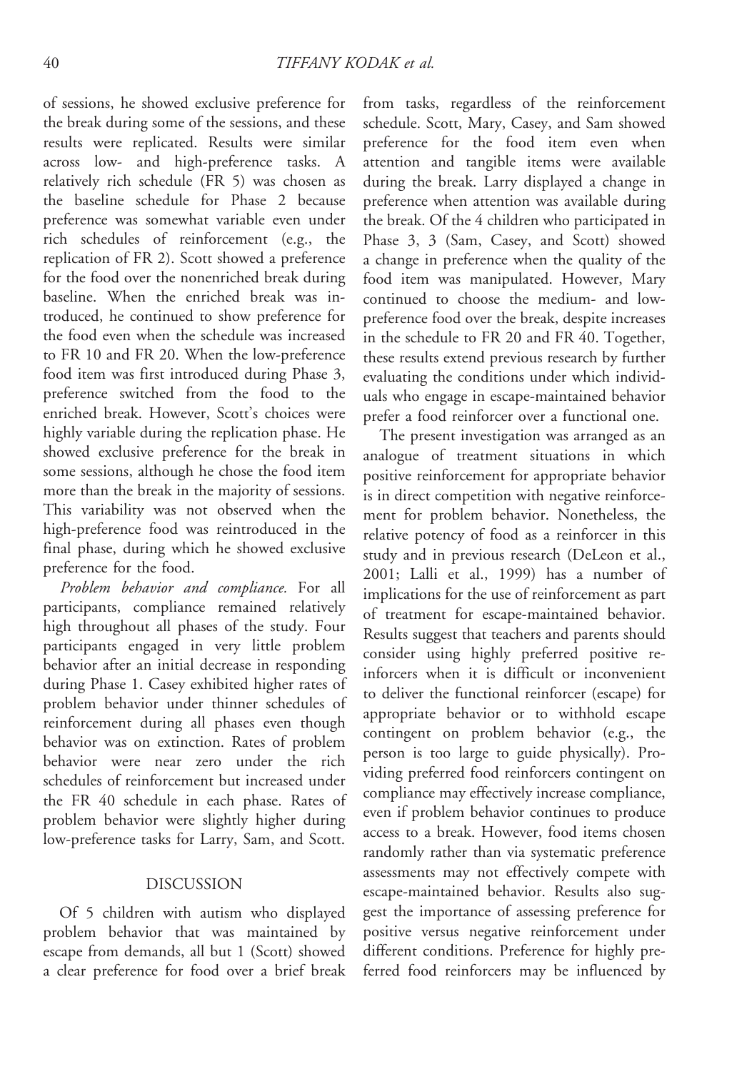of sessions, he showed exclusive preference for the break during some of the sessions, and these results were replicated. Results were similar across low- and high-preference tasks. A relatively rich schedule (FR 5) was chosen as the baseline schedule for Phase 2 because preference was somewhat variable even under rich schedules of reinforcement (e.g., the replication of FR 2). Scott showed a preference for the food over the nonenriched break during baseline. When the enriched break was introduced, he continued to show preference for the food even when the schedule was increased to FR 10 and FR 20. When the low-preference food item was first introduced during Phase 3, preference switched from the food to the enriched break. However, Scott's choices were highly variable during the replication phase. He showed exclusive preference for the break in some sessions, although he chose the food item more than the break in the majority of sessions. This variability was not observed when the high-preference food was reintroduced in the final phase, during which he showed exclusive preference for the food.

*Problem behavior and compliance.* For all participants, compliance remained relatively high throughout all phases of the study. Four participants engaged in very little problem behavior after an initial decrease in responding during Phase 1. Casey exhibited higher rates of problem behavior under thinner schedules of reinforcement during all phases even though behavior was on extinction. Rates of problem behavior were near zero under the rich schedules of reinforcement but increased under the FR 40 schedule in each phase. Rates of problem behavior were slightly higher during low-preference tasks for Larry, Sam, and Scott.

## DISCUSSION

Of 5 children with autism who displayed problem behavior that was maintained by escape from demands, all but 1 (Scott) showed a clear preference for food over a brief break from tasks, regardless of the reinforcement schedule. Scott, Mary, Casey, and Sam showed preference for the food item even when attention and tangible items were available during the break. Larry displayed a change in preference when attention was available during the break. Of the 4 children who participated in Phase 3, 3 (Sam, Casey, and Scott) showed a change in preference when the quality of the food item was manipulated. However, Mary continued to choose the medium- and low-preference food over the break, despite increases in the schedule to FR 20 and FR 40. Together, these results extend previous research by further evaluating the conditions under which individuals who engage in escape-maintained behavior prefer a food reinforcer over a functional one.

The present investigation was arranged as an analogue of treatment situations in which positive reinforcement for appropriate behavior is in direct competition with negative reinforcement for problem behavior. Nonetheless, the relative potency of food as a reinforcer in this study and in previous research (DeLeon et al., 2001; Lalli et al., 1999) has a number of implications for the use of reinforcement as part of treatment for escape-maintained behavior. Results suggest that teachers and parents should consider using highly preferred positive reinforcers when it is difficult or inconvenient to deliver the functional reinforcer (escape) for appropriate behavior or to withhold escape contingent on problem behavior (e.g., the person is too large to guide physically). Providing preferred food reinforcers contingent on compliance may effectively increase compliance, even if problem behavior continues to produce access to a break. However, food items chosen randomly rather than via systematic preference assessments may not effectively compete with escape-maintained behavior. Results also suggest the importance of assessing preference for positive versus negative reinforcement under different conditions. Preference for highly preferred food reinforcers may be influenced by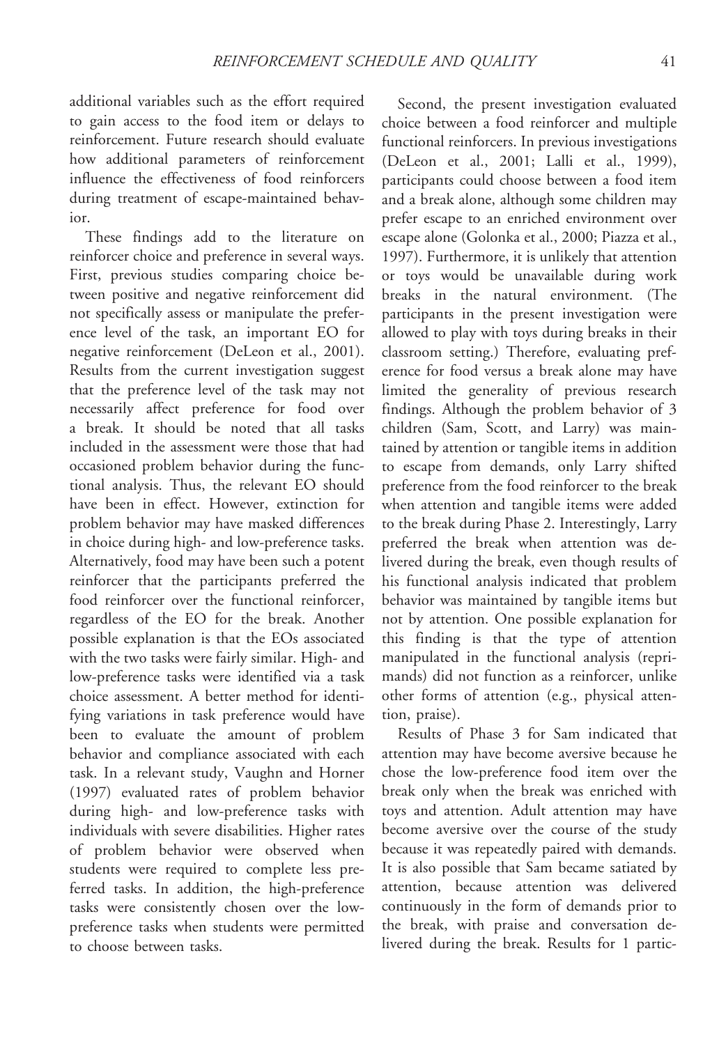additional variables such as the effort required to gain access to the food item or delays to reinforcement. Future research should evaluate how additional parameters of reinforcement influence the effectiveness of food reinforcers during treatment of escape-maintained behavior.

These findings add to the literature on reinforcer choice and preference in several ways. First, previous studies comparing choice between positive and negative reinforcement did not specifically assess or manipulate the preference level of the task, an important EO for negative reinforcement (DeLeon et al., 2001). Results from the current investigation suggest that the preference level of the task may not necessarily affect preference for food over a break. It should be noted that all tasks included in the assessment were those that had occasioned problem behavior during the functional analysis. Thus, the relevant EO should have been in effect. However, extinction for problem behavior may have masked differences in choice during high- and low-preference tasks. Alternatively, food may have been such a potent reinforcer that the participants preferred the food reinforcer over the functional reinforcer, regardless of the EO for the break. Another possible explanation is that the EOs associated with the two tasks were fairly similar. High- and low-preference tasks were identified via a task choice assessment. A better method for identifying variations in task preference would have been to evaluate the amount of problem behavior and compliance associated with each task. In a relevant study, Vaughn and Horner (1997) evaluated rates of problem behavior during high- and low-preference tasks with individuals with severe disabilities. Higher rates of problem behavior were observed when students were required to complete less preferred tasks. In addition, the high-preference tasks were consistently chosen over the low-preference tasks when students were permitted to choose between tasks.

Second, the present investigation evaluated choice between a food reinforcer and multiple functional reinforcers. In previous investigations (DeLeon et al., 2001; Lalli et al., 1999), participants could choose between a food item and a break alone, although some children may prefer escape to an enriched environment over escape alone (Golonka et al., 2000; Piazza et al., 1997). Furthermore, it is unlikely that attention or toys would be unavailable during work breaks in the natural environment. (The participants in the present investigation were allowed to play with toys during breaks in their classroom setting.) Therefore, evaluating preference for food versus a break alone may have limited the generality of previous research findings. Although the problem behavior of 3 children (Sam, Scott, and Larry) was maintained by attention or tangible items in addition to escape from demands, only Larry shifted preference from the food reinforcer to the break when attention and tangible items were added to the break during Phase 2. Interestingly, Larry preferred the break when attention was delivered during the break, even though results of his functional analysis indicated that problem behavior was maintained by tangible items but not by attention. One possible explanation for this finding is that the type of attention manipulated in the functional analysis (reprimands) did not function as a reinforcer, unlike other forms of attention (e.g., physical attention, praise).

Results of Phase 3 for Sam indicated that attention may have become aversive because he chose the low-preference food item over the break only when the break was enriched with toys and attention. Adult attention may have become aversive over the course of the study because it was repeatedly paired with demands. It is also possible that Sam became satiated by attention, because attention was delivered continuously in the form of demands prior to the break, with praise and conversation delivered during the break. Results for 1 partic-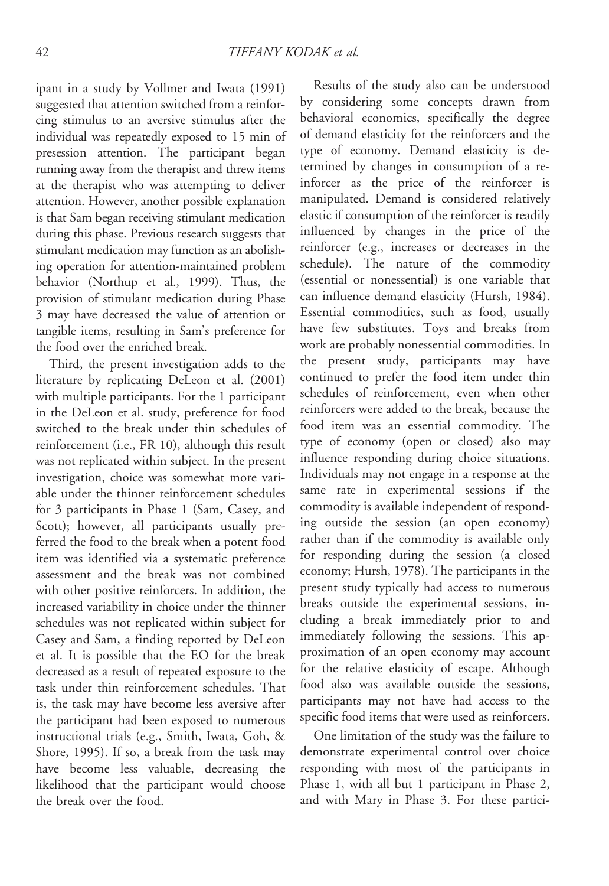ipant in a study by Vollmer and Iwata (1991) suggested that attention switched from a reinforcing stimulus to an aversive stimulus after the individual was repeatedly exposed to 15 min of presession attention. The participant began running away from the therapist and threw items at the therapist who was attempting to deliver attention. However, another possible explanation is that Sam began receiving stimulant medication during this phase. Previous research suggests that stimulant medication may function as an abolishing operation for attention-maintained problem behavior (Northup et al., 1999). Thus, the provision of stimulant medication during Phase 3 may have decreased the value of attention or tangible items, resulting in Sam's preference for the food over the enriched break.

Third, the present investigation adds to the literature by replicating DeLeon et al. (2001) with multiple participants. For the 1 participant in the DeLeon et al. study, preference for food switched to the break under thin schedules of reinforcement (i.e., FR 10), although this result was not replicated within subject. In the present investigation, choice was somewhat more variable under the thinner reinforcement schedules for 3 participants in Phase 1 (Sam, Casey, and Scott); however, all participants usually preferred the food to the break when a potent food item was identified via a systematic preference assessment and the break was not combined with other positive reinforcers. In addition, the increased variability in choice under the thinner schedules was not replicated within subject for Casey and Sam, a finding reported by DeLeon et al. It is possible that the EO for the break decreased as a result of repeated exposure to the task under thin reinforcement schedules. That is, the task may have become less aversive after the participant had been exposed to numerous instructional trials (e.g., Smith, Iwata, Goh, & Shore, 1995). If so, a break from the task may have become less valuable, decreasing the likelihood that the participant would choose the break over the food.

Results of the study also can be understood by considering some concepts drawn from behavioral economics, specifically the degree of demand elasticity for the reinforcers and the type of economy. Demand elasticity is determined by changes in consumption of a reinforcer as the price of the reinforcer is manipulated. Demand is considered relatively elastic if consumption of the reinforcer is readily influenced by changes in the price of the reinforcer (e.g., increases or decreases in the schedule). The nature of the commodity (essential or nonessential) is one variable that can influence demand elasticity (Hursh, 1984). Essential commodities, such as food, usually have few substitutes. Toys and breaks from work are probably nonessential commodities. In the present study, participants may have continued to prefer the food item under thin schedules of reinforcement, even when other reinforcers were added to the break, because the food item was an essential commodity. The type of economy (open or closed) also may influence responding during choice situations. Individuals may not engage in a response at the same rate in experimental sessions if the commodity is available independent of responding outside the session (an open economy) rather than if the commodity is available only for responding during the session (a closed economy; Hursh, 1978). The participants in the present study typically had access to numerous breaks outside the experimental sessions, including a break immediately prior to and immediately following the sessions. This approximation of an open economy may account for the relative elasticity of escape. Although food also was available outside the sessions, participants may not have had access to the specific food items that were used as reinforcers.

One limitation of the study was the failure to demonstrate experimental control over choice responding with most of the participants in Phase 1, with all but 1 participant in Phase 2, and with Mary in Phase 3. For these partici-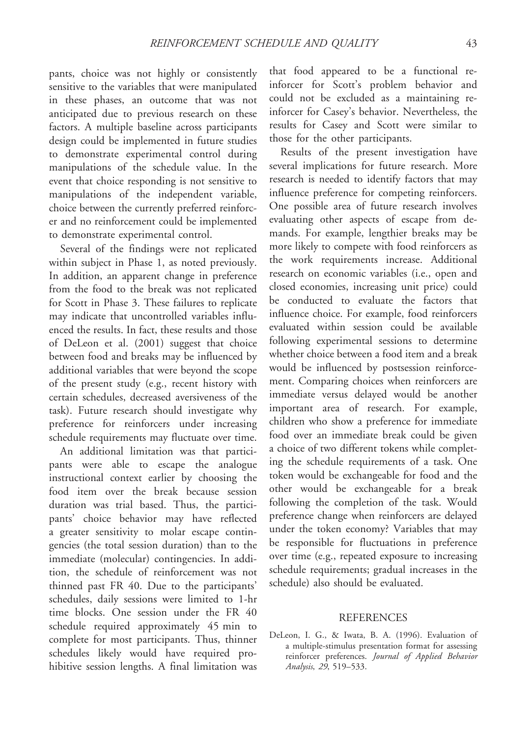pants, choice was not highly or consistently sensitive to the variables that were manipulated in these phases, an outcome that was not anticipated due to previous research on these factors. A multiple baseline across participants design could be implemented in future studies to demonstrate experimental control during manipulations of the schedule value. In the event that choice responding is not sensitive to manipulations of the independent variable, choice between the currently preferred reinforcer and no reinforcement could be implemented to demonstrate experimental control.

Several of the findings were not replicated within subject in Phase 1, as noted previously. In addition, an apparent change in preference from the food to the break was not replicated for Scott in Phase 3. These failures to replicate may indicate that uncontrolled variables influenced the results. In fact, these results and those of DeLeon et al. (2001) suggest that choice between food and breaks may be influenced by additional variables that were beyond the scope of the present study (e.g., recent history with certain schedules, decreased aversiveness of the task). Future research should investigate why preference for reinforcers under increasing schedule requirements may fluctuate over time.

An additional limitation was that participants were able to escape the analogue instructional context earlier by choosing the food item over the break because session duration was trial based. Thus, the participants' choice behavior may have reflected a greater sensitivity to molar escape contingencies (the total session duration) than to the immediate (molecular) contingencies. In addition, the schedule of reinforcement was not thinned past FR 40. Due to the participants' schedules, daily sessions were limited to 1-hr time blocks. One session under the FR 40 schedule required approximately 45 min to complete for most participants. Thus, thinner schedules likely would have required prohibitive session lengths. A final limitation was that food appeared to be a functional reinforcer for Scott's problem behavior and could not be excluded as a maintaining reinforcer for Casey's behavior. Nevertheless, the results for Casey and Scott were similar to those for the other participants.

Results of the present investigation have several implications for future research. More research is needed to identify factors that may influence preference for competing reinforcers. One possible area of future research involves evaluating other aspects of escape from demands. For example, lengthier breaks may be more likely to compete with food reinforcers as the work requirements increase. Additional research on economic variables (i.e., open and closed economies, increasing unit price) could be conducted to evaluate the factors that influence choice. For example, food reinforcers evaluated within session could be available following experimental sessions to determine whether choice between a food item and a break would be influenced by postsession reinforcement. Comparing choices when reinforcers are immediate versus delayed would be another important area of research. For example, children who show a preference for immediate food over an immediate break could be given a choice of two different tokens while completing the schedule requirements of a task. One token would be exchangeable for food and the other would be exchangeable for a break following the completion of the task. Would preference change when reinforcers are delayed under the token economy? Variables that may be responsible for fluctuations in preference over time (e.g., repeated exposure to increasing schedule requirements; gradual increases in the schedule) also should be evaluated.

## REFERENCES

DeLeon, I. G., & Iwata, B. A. (1996). Evaluation of a multiple-stimulus presentation format for assessing reinforcer preferences. *Journal of Applied Behavior Analysis*, *29*, 519–533.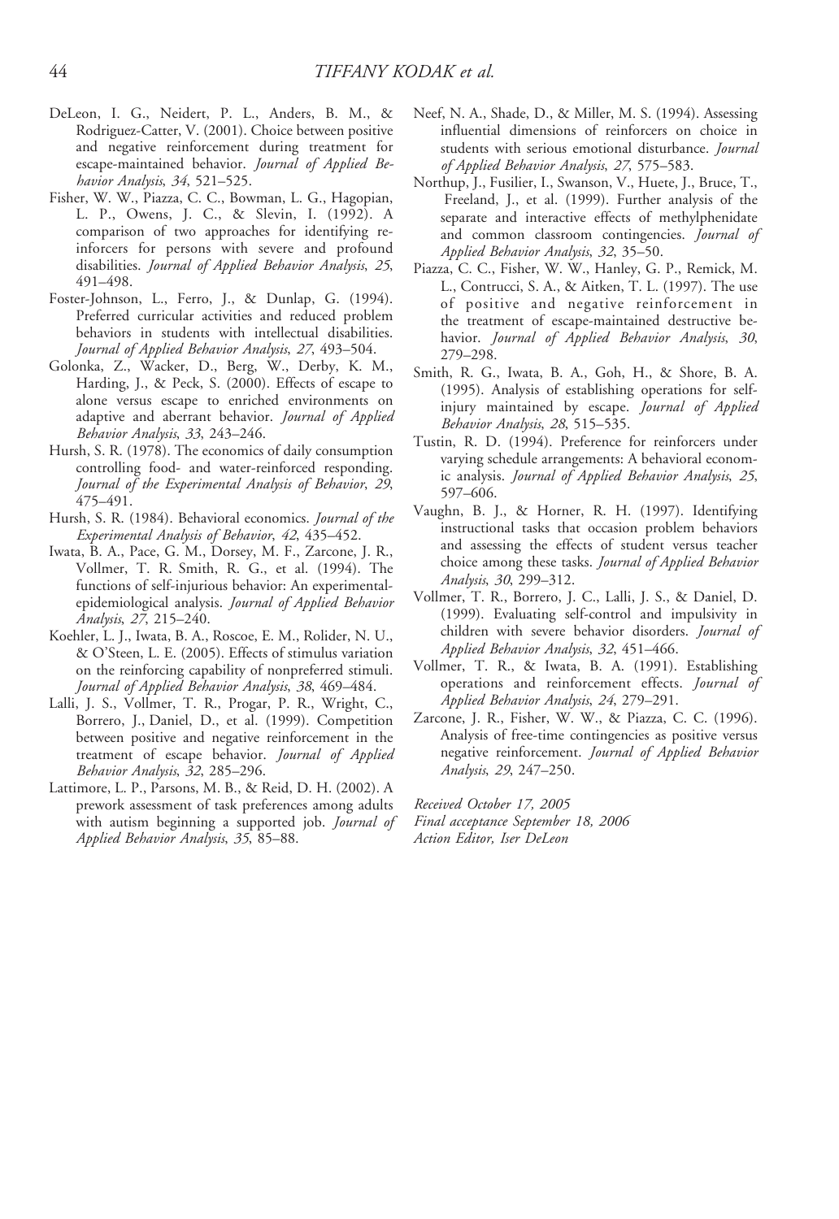DeLeon, I. G., Neidert, P. L., Anders, B. M., & Rodriguez-Catter, V. (2001). Choice between positive and negative reinforcement during treatment for escape-maintained behavior. *Journal of Applied Behavior Analysis*, *34*, 521–525.

Fisher, W. W., Piazza, C. C., Bowman, L. G., Hagopian, L. P., Owens, J. C., & Slevin, I. (1992). A comparison of two approaches for identifying reinforcers for persons with severe and profound disabilities. *Journal of Applied Behavior Analysis*, *25*, 491–498.

Foster-Johnson, L., Ferro, J., & Dunlap, G. (1994). Preferred curricular activities and reduced problem behaviors in students with intellectual disabilities. *Journal of Applied Behavior Analysis*, *27*, 493–504.

Golonka, Z., Wacker, D., Berg, W., Derby, K. M., Harding, J., & Peck, S. (2000). Effects of escape to alone versus escape to enriched environments on adaptive and aberrant behavior. *Journal of Applied Behavior Analysis*, *33*, 243–246.

Hursh, S. R. (1978). The economics of daily consumption controlling food- and water-reinforced responding. *Journal of the Experimental Analysis of Behavior*, *29*, 475–491.

Hursh, S. R. (1984). Behavioral economics. *Journal of the Experimental Analysis of Behavior*, *42*, 435–452.

Iwata, B. A., Pace, G. M., Dorsey, M. F., Zarcone, J. R., Vollmer, T. R. Smith, R. G., et al. (1994). The functions of self-injurious behavior: An experimental-epidemiological analysis. *Journal of Applied Behavior Analysis*, *27*, 215–240.

Koehler, L. J., Iwata, B. A., Roscoe, E. M., Rolider, N. U., & O'Steen, L. E. (2005). Effects of stimulus variation on the reinforcing capability of nonpreferred stimuli. *Journal of Applied Behavior Analysis*, *38*, 469–484.

Lalli, J. S., Vollmer, T. R., Progar, P. R., Wright, C., Borrero, J., Daniel, D., et al. (1999). Competition between positive and negative reinforcement in the treatment of escape behavior. *Journal of Applied Behavior Analysis*, *32*, 285–296.

Lattimore, L. P., Parsons, M. B., & Reid, D. H. (2002). A prework assessment of task preferences among adults with autism beginning a supported job. *Journal of Applied Behavior Analysis*, *35*, 85–88.

Neef, N. A., Shade, D., & Miller, M. S. (1994). Assessing influential dimensions of reinforcers on choice in students with serious emotional disturbance. *Journal of Applied Behavior Analysis*, *27*, 575–583.

Northup, J., Fusilier, I., Swanson, V., Huete, J., Bruce, T., Freeland, J., et al. (1999). Further analysis of the separate and interactive effects of methylphenidate and common classroom contingencies. *Journal of Applied Behavior Analysis*, *32*, 35–50.

Piazza, C. C., Fisher, W. W., Hanley, G. P., Remick, M. L., Contrucci, S. A., & Aitken, T. L. (1997). The use of positive and negative reinforcement in the treatment of escape-maintained destructive behavior. *Journal of Applied Behavior Analysis*, *30*, 279–298.

Smith, R. G., Iwata, B. A., Goh, H., & Shore, B. A. (1995). Analysis of establishing operations for self-injury maintained by escape. *Journal of Applied Behavior Analysis*, *28*, 515–535.

Tustin, R. D. (1994). Preference for reinforcers under varying schedule arrangements: A behavioral economic analysis. *Journal of Applied Behavior Analysis*, *25*, 597–606.

Vaughn, B. J., & Horner, R. H. (1997). Identifying instructional tasks that occasion problem behaviors and assessing the effects of student versus teacher choice among these tasks. *Journal of Applied Behavior Analysis*, *30*, 299–312.

Vollmer, T. R., Borrero, J. C., Lalli, J. S., & Daniel, D. (1999). Evaluating self-control and impulsivity in children with severe behavior disorders. *Journal of Applied Behavior Analysis*, *32*, 451–466.

Vollmer, T. R., & Iwata, B. A. (1991). Establishing operations and reinforcement effects. *Journal of Applied Behavior Analysis*, *24*, 279–291.

Zarcone, J. R., Fisher, W. W., & Piazza, C. C. (1996). Analysis of free-time contingencies as positive versus negative reinforcement. *Journal of Applied Behavior Analysis*, *29*, 247–250.

*Received October 17, 2005*
*Final acceptance September 18, 2006*
*Action Editor, Iser DeLeon*